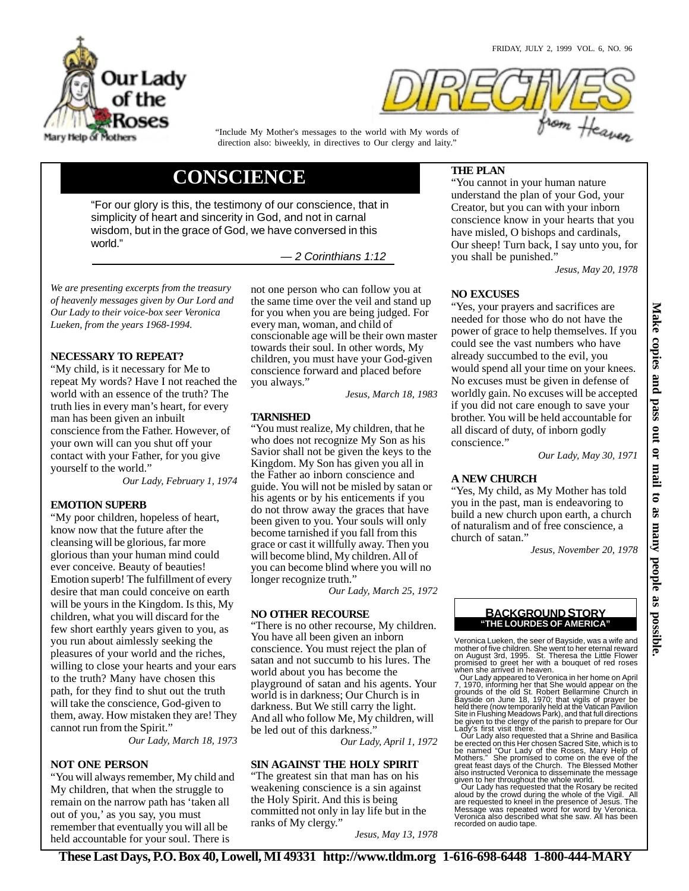Our Lady of the Roses
Mary Help of Mothers

# DIRECTIVES from Heaven

"Include My Mother's messages to the world with My words of direction also: biweekly, in directives to Our clergy and laity."

## CONSCIENCE

"For our glory is this, the testimony of our conscience, that in simplicity of heart and sincerity in God, and not in carnal wisdom, but in the grace of God, we have conversed in this world."

— *2 Corinthians 1:12*

*We are presenting excerpts from the treasury of heavenly messages given by Our Lord and Our Lady to their voice-box seer Veronica Lueken, from the years 1968-1994.*

### NECESSARY TO REPEAT?

"My child, is it necessary for Me to repeat My words? Have I not reached the world with an essence of the truth? The truth lies in every man's heart, for every man has been given an inbuilt conscience from the Father. However, of your own will can you shut off your contact with your Father, for you give yourself to the world."

*Our Lady, February 1, 1974*

### EMOTION SUPERB

"My poor children, hopeless of heart, know now that the future after the cleansing will be glorious, far more glorious than your human mind could ever conceive. Beauty of beauties! Emotion superb! The fulfillment of every desire that man could conceive on earth will be yours in the Kingdom. Is this, My children, what you will discard for the few short earthly years given to you, as you run about aimlessly seeking the pleasures of your world and the riches, willing to close your hearts and your ears to the truth? Many have chosen this path, for they find to shut out the truth will take the conscience, God-given to them, away. How mistaken they are! They cannot run from the Spirit."

*Our Lady, March 18, 1973*

### NOT ONE PERSON

"You will always remember, My child and My children, that when the struggle to remain on the narrow path has 'taken all out of you,' as you say, you must remember that eventually you will all be held accountable for your soul. There is not one person who can follow you at the same time over the veil and stand up for you when you are being judged. For every man, woman, and child of conscionable age will be their own master towards their soul. In other words, My children, you must have your God-given conscience forward and placed before you always."

*Jesus, March 18, 1983*

### TARNISHED

"You must realize, My children, that he who does not recognize My Son as his Savior shall not be given the keys to the Kingdom. My Son has given you all in the Father ao inborn conscience and guide. You will not be misled by satan or his agents or by his enticements if you do not throw away the graces that have been given to you. Your souls will only become tarnished if you fall from this grace or cast it willfully away. Then you will become blind, My children. All of you can become blind where you will no longer recognize truth."

*Our Lady, March 25, 1972*

### NO OTHER RECOURSE

"There is no other recourse, My children. You have all been given an inborn conscience. You must reject the plan of satan and not succumb to his lures. The world about you has become the playground of satan and his agents. Your world is in darkness; Our Church is in darkness. But We still carry the light. And all who follow Me, My children, will be led out of this darkness."

*Our Lady, April 1, 1972*

### SIN AGAINST THE HOLY SPIRIT

"The greatest sin that man has on his weakening conscience is a sin against the Holy Spirit. And this is being committed not only in lay life but in the ranks of My clergy."

*Jesus, May 13, 1978*

### THE PLAN

"You cannot in your human nature understand the plan of your God, your Creator, but you can with your inborn conscience know in your hearts that you have misled, O bishops and cardinals, Our sheep! Turn back, I say unto you, for you shall be punished."

*Jesus, May 20, 1978*

### NO EXCUSES

"Yes, your prayers and sacrifices are needed for those who do not have the power of grace to help themselves. If you could see the vast numbers who have already succumbed to the evil, you would spend all your time on your knees. No excuses must be given in defense of worldly gain. No excuses will be accepted if you did not care enough to save your brother. You will be held accountable for all discard of duty, of inborn godly conscience."

*Our Lady, May 30, 1971*

### A NEW CHURCH

"Yes, My child, as My Mother has told you in the past, man is endeavoring to build a new church upon earth, a church of naturalism and of free conscience, a church of satan."

*Jesus, November 20, 1978*

### BACKGROUND STORY
**"THE LOURDES OF AMERICA"**

Veronica Lueken, the seer of Bayside, was a wife and mother of five children. She went to her eternal reward on August 3rd, 1995. St. Theresa the Little Flower promised to greet her with a bouquet of red roses when she arrived in heaven.

Our Lady appeared to Veronica in her home on April 7, 1970, informing her that She would appear on the grounds of the old St. Robert Bellarmine Church in Bayside on June 18, 1970; that vigils of prayer be held there (now temporarily held at the Vatican Pavilion Site in Flushing Meadows Park), and that full directions be given to the clergy of the parish to prepare for Our Lady's first visit there.

Our Lady also requested that a Shrine and Basilica be erected on this Her chosen Sacred Site, which is to be named "Our Lady of the Roses, Mary Help of Mothers." She promised to come on the eve of the great feast days of the Church. The Blessed Mother also instructed Veronica to disseminate the message given to her throughout the whole world.

Our Lady has requested that the Rosary be recited aloud by the crowd during the whole of the Vigil. All are requested to kneel in the presence of Jesus. The Message was repeated word for word by Veronica. Veronica also described what she saw. All has been recorded on audio tape.

**Make copies and pass out or mail to as many people as possible.**

**These Last Days, P.O. Box 40, Lowell, MI 49331 http://www.tldm.org 1-616-698-6448 1-800-444-MARY**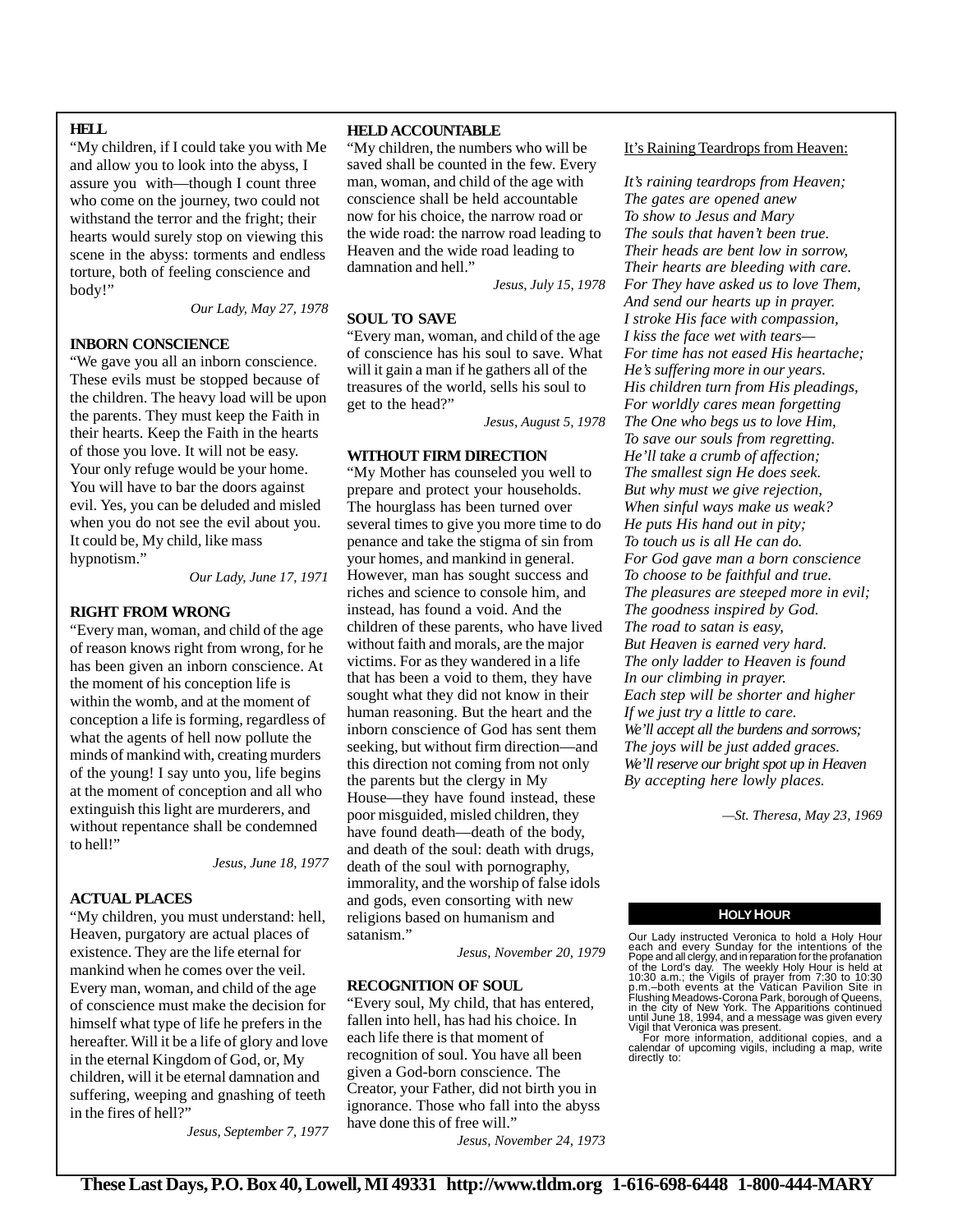### HELL

"My children, if I could take you with Me and allow you to look into the abyss, I assure you with—though I count three who come on the journey, two could not withstand the terror and the fright; their hearts would surely stop on viewing this scene in the abyss: torments and endless torture, both of feeling conscience and body!"

*Our Lady, May 27, 1978*

### INBORN CONSCIENCE

"We gave you all an inborn conscience. These evils must be stopped because of the children. The heavy load will be upon the parents. They must keep the Faith in their hearts. Keep the Faith in the hearts of those you love. It will not be easy. Your only refuge would be your home. You will have to bar the doors against evil. Yes, you can be deluded and misled when you do not see the evil about you. It could be, My child, like mass hypnotism."

*Our Lady, June 17, 1971*

### RIGHT FROM WRONG

"Every man, woman, and child of the age of reason knows right from wrong, for he has been given an inborn conscience. At the moment of his conception life is within the womb, and at the moment of conception a life is forming, regardless of what the agents of hell now pollute the minds of mankind with, creating murders of the young! I say unto you, life begins at the moment of conception and all who extinguish this light are murderers, and without repentance shall be condemned to hell!"

*Jesus, June 18, 1977*

### ACTUAL PLACES

"My children, you must understand: hell, Heaven, purgatory are actual places of existence. They are the life eternal for mankind when he comes over the veil. Every man, woman, and child of the age of conscience must make the decision for himself what type of life he prefers in the hereafter. Will it be a life of glory and love in the eternal Kingdom of God, or, My children, will it be eternal damnation and suffering, weeping and gnashing of teeth in the fires of hell?"

*Jesus, September 7, 1977*

### HELD ACCOUNTABLE

"My children, the numbers who will be saved shall be counted in the few. Every man, woman, and child of the age with conscience shall be held accountable now for his choice, the narrow road or the wide road: the narrow road leading to Heaven and the wide road leading to damnation and hell."

*Jesus, July 15, 1978*

### SOUL TO SAVE

"Every man, woman, and child of the age of conscience has his soul to save. What will it gain a man if he gathers all of the treasures of the world, sells his soul to get to the head?"

*Jesus, August 5, 1978*

### WITHOUT FIRM DIRECTION

"My Mother has counseled you well to prepare and protect your households. The hourglass has been turned over several times to give you more time to do penance and take the stigma of sin from your homes, and mankind in general. However, man has sought success and riches and science to console him, and instead, has found a void. And the children of these parents, who have lived without faith and morals, are the major victims. For as they wandered in a life that has been a void to them, they have sought what they did not know in their human reasoning. But the heart and the inborn conscience of God has sent them seeking, but without firm direction—and this direction not coming from not only the parents but the clergy in My House—they have found instead, these poor misguided, misled children, they have found death—death of the body, and death of the soul: death with drugs, death of the soul with pornography, immorality, and the worship of false idols and gods, even consorting with new religions based on humanism and satanism."

*Jesus, November 20, 1979*

### RECOGNITION OF SOUL

"Every soul, My child, that has entered, fallen into hell, has had his choice. In each life there is that moment of recognition of soul. You have all been given a God-born conscience. The Creator, your Father, did not birth you in ignorance. Those who fall into the abyss have done this of free will."

*Jesus, November 24, 1973*

It's Raining Teardrops from Heaven:

*It's raining teardrops from Heaven;*
*The gates are opened anew*
*To show to Jesus and Mary*
*The souls that haven't been true.*
*Their heads are bent low in sorrow,*
*Their hearts are bleeding with care.*
*For They have asked us to love Them,*
*And send our hearts up in prayer.*
*I stroke His face with compassion,*
*I kiss the face wet with tears—*
*For time has not eased His heartache;*
*He's suffering more in our years.*
*His children turn from His pleadings,*
*For worldly cares mean forgetting*
*The One who begs us to love Him,*
*To save our souls from regretting.*
*He'll take a crumb of affection;*
*The smallest sign He does seek.*
*But why must we give rejection,*
*When sinful ways make us weak?*
*He puts His hand out in pity;*
*To touch us is all He can do.*
*For God gave man a born conscience*
*To choose to be faithful and true.*
*The pleasures are steeped more in evil;*
*The goodness inspired by God.*
*The road to satan is easy,*
*But Heaven is earned very hard.*
*The only ladder to Heaven is found*
*In our climbing in prayer.*
*Each step will be shorter and higher*
*If we just try a little to care.*
*We'll accept all the burdens and sorrows;*
*The joys will be just added graces.*
*We'll reserve our bright spot up in Heaven*
*By accepting here lowly places.*

*—St. Theresa, May 23, 1969*

### HOLY HOUR

Our Lady instructed Veronica to hold a Holy Hour each and every Sunday for the intentions of the Pope and all clergy, and in reparation for the profanation of the Lord's day. The weekly Holy Hour is held at 10:30 a.m.; the Vigils of prayer from 7:30 to 10:30 p.m.–both events at the Vatican Pavilion Site in Flushing Meadows-Corona Park, borough of Queens, in the city of New York. The Apparitions continued until June 18, 1994, and a message was given every Vigil that Veronica was present.

For more information, additional copies, and a calendar of upcoming vigils, including a map, write directly to:

**These Last Days, P.O. Box 40, Lowell, MI 49331 http://www.tldm.org 1-616-698-6448 1-800-444-MARY**